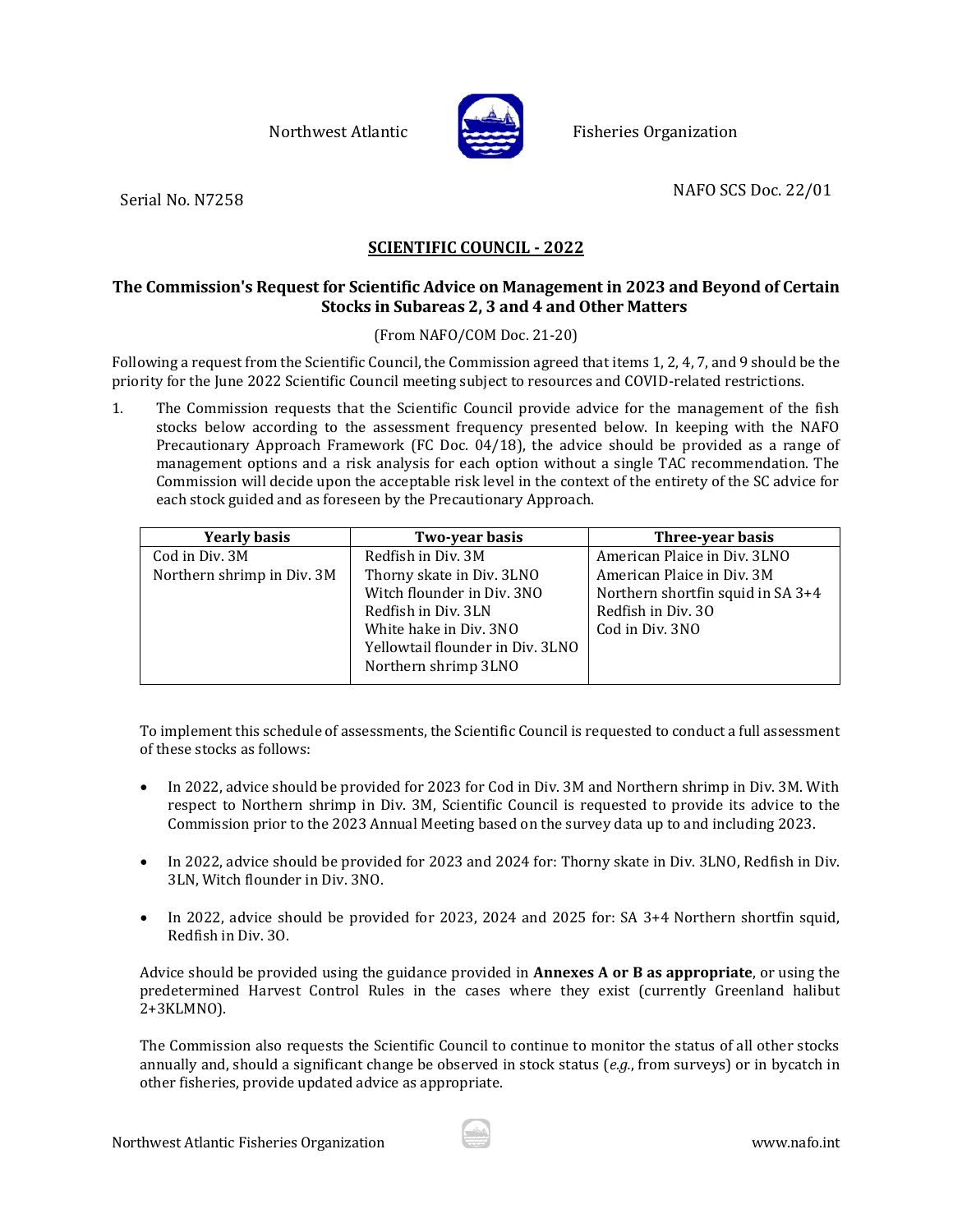Northwest Atlantic Fisheries Organization

Serial No. N7258

NAFO SCS Doc. 22/01

## SCIENTIFIC COUNCIL - 2022

### The Commission's Request for Scientific Advice on Management in 2023 and Beyond of Certain Stocks in Subareas 2, 3 and 4 and Other Matters

(From NAFO/COM Doc. 21-20)

Following a request from the Scientific Council, the Commission agreed that items 1, 2, 4, 7, and 9 should be the priority for the June 2022 Scientific Council meeting subject to resources and COVID-related restrictions.

1. The Commission requests that the Scientific Council provide advice for the management of the fish stocks below according to the assessment frequency presented below. In keeping with the NAFO Precautionary Approach Framework (FC Doc. 04/18), the advice should be provided as a range of management options and a risk analysis for each option without a single TAC recommendation. The Commission will decide upon the acceptable risk level in the context of the entirety of the SC advice for each stock guided and as foreseen by the Precautionary Approach.

| Yearly basis | Two-year basis | Three-year basis |
|---|---|---|
| Cod in Div. 3M | Redfish in Div. 3M | American Plaice in Div. 3LNO |
| Northern shrimp in Div. 3M | Thorny skate in Div. 3LNO | American Plaice in Div. 3M |
| | Witch flounder in Div. 3NO | Northern shortfin squid in SA 3+4 |
| | Redfish in Div. 3LN | Redfish in Div. 3O |
| | White hake in Div. 3NO | Cod in Div. 3NO |
| | Yellowtail flounder in Div. 3LNO | |
| | Northern shrimp 3LNO | |

To implement this schedule of assessments, the Scientific Council is requested to conduct a full assessment of these stocks as follows:

- In 2022, advice should be provided for 2023 for Cod in Div. 3M and Northern shrimp in Div. 3M. With respect to Northern shrimp in Div. 3M, Scientific Council is requested to provide its advice to the Commission prior to the 2023 Annual Meeting based on the survey data up to and including 2023.

- In 2022, advice should be provided for 2023 and 2024 for: Thorny skate in Div. 3LNO, Redfish in Div. 3LN, Witch flounder in Div. 3NO.

- In 2022, advice should be provided for 2023, 2024 and 2025 for: SA 3+4 Northern shortfin squid, Redfish in Div. 3O.

Advice should be provided using the guidance provided in **Annexes A or B as appropriate**, or using the predetermined Harvest Control Rules in the cases where they exist (currently Greenland halibut 2+3KLMNO).

The Commission also requests the Scientific Council to continue to monitor the status of all other stocks annually and, should a significant change be observed in stock status (*e.g.*, from surveys) or in bycatch in other fisheries, provide updated advice as appropriate.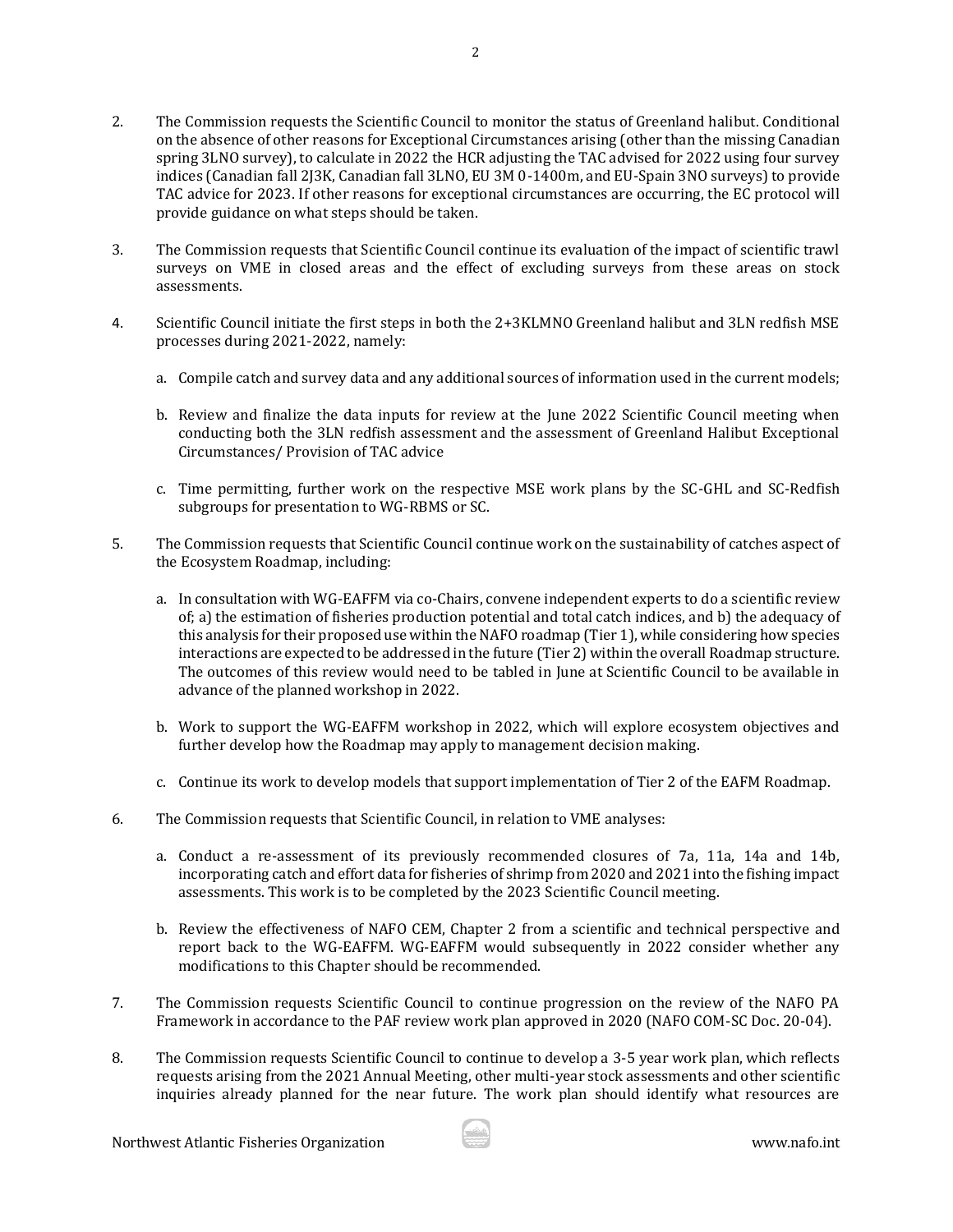2. The Commission requests the Scientific Council to monitor the status of Greenland halibut. Conditional on the absence of other reasons for Exceptional Circumstances arising (other than the missing Canadian spring 3LNO survey), to calculate in 2022 the HCR adjusting the TAC advised for 2022 using four survey indices (Canadian fall 2J3K, Canadian fall 3LNO, EU 3M 0-1400m, and EU-Spain 3NO surveys) to provide TAC advice for 2023. If other reasons for exceptional circumstances are occurring, the EC protocol will provide guidance on what steps should be taken.

3. The Commission requests that Scientific Council continue its evaluation of the impact of scientific trawl surveys on VME in closed areas and the effect of excluding surveys from these areas on stock assessments.

4. Scientific Council initiate the first steps in both the 2+3KLMNO Greenland halibut and 3LN redfish MSE processes during 2021-2022, namely:

   a. Compile catch and survey data and any additional sources of information used in the current models;

   b. Review and finalize the data inputs for review at the June 2022 Scientific Council meeting when conducting both the 3LN redfish assessment and the assessment of Greenland Halibut Exceptional Circumstances/ Provision of TAC advice

   c. Time permitting, further work on the respective MSE work plans by the SC-GHL and SC-Redfish subgroups for presentation to WG-RBMS or SC.

5. The Commission requests that Scientific Council continue work on the sustainability of catches aspect of the Ecosystem Roadmap, including:

   a. In consultation with WG-EAFFM via co-Chairs, convene independent experts to do a scientific review of; a) the estimation of fisheries production potential and total catch indices, and b) the adequacy of this analysis for their proposed use within the NAFO roadmap (Tier 1), while considering how species interactions are expected to be addressed in the future (Tier 2) within the overall Roadmap structure. The outcomes of this review would need to be tabled in June at Scientific Council to be available in advance of the planned workshop in 2022.

   b. Work to support the WG-EAFFM workshop in 2022, which will explore ecosystem objectives and further develop how the Roadmap may apply to management decision making.

   c. Continue its work to develop models that support implementation of Tier 2 of the EAFM Roadmap.

6. The Commission requests that Scientific Council, in relation to VME analyses:

   a. Conduct a re-assessment of its previously recommended closures of 7a, 11a, 14a and 14b, incorporating catch and effort data for fisheries of shrimp from 2020 and 2021 into the fishing impact assessments. This work is to be completed by the 2023 Scientific Council meeting.

   b. Review the effectiveness of NAFO CEM, Chapter 2 from a scientific and technical perspective and report back to the WG-EAFFM. WG-EAFFM would subsequently in 2022 consider whether any modifications to this Chapter should be recommended.

7. The Commission requests Scientific Council to continue progression on the review of the NAFO PA Framework in accordance to the PAF review work plan approved in 2020 (NAFO COM-SC Doc. 20-04).

8. The Commission requests Scientific Council to continue to develop a 3-5 year work plan, which reflects requests arising from the 2021 Annual Meeting, other multi-year stock assessments and other scientific inquiries already planned for the near future. The work plan should identify what resources are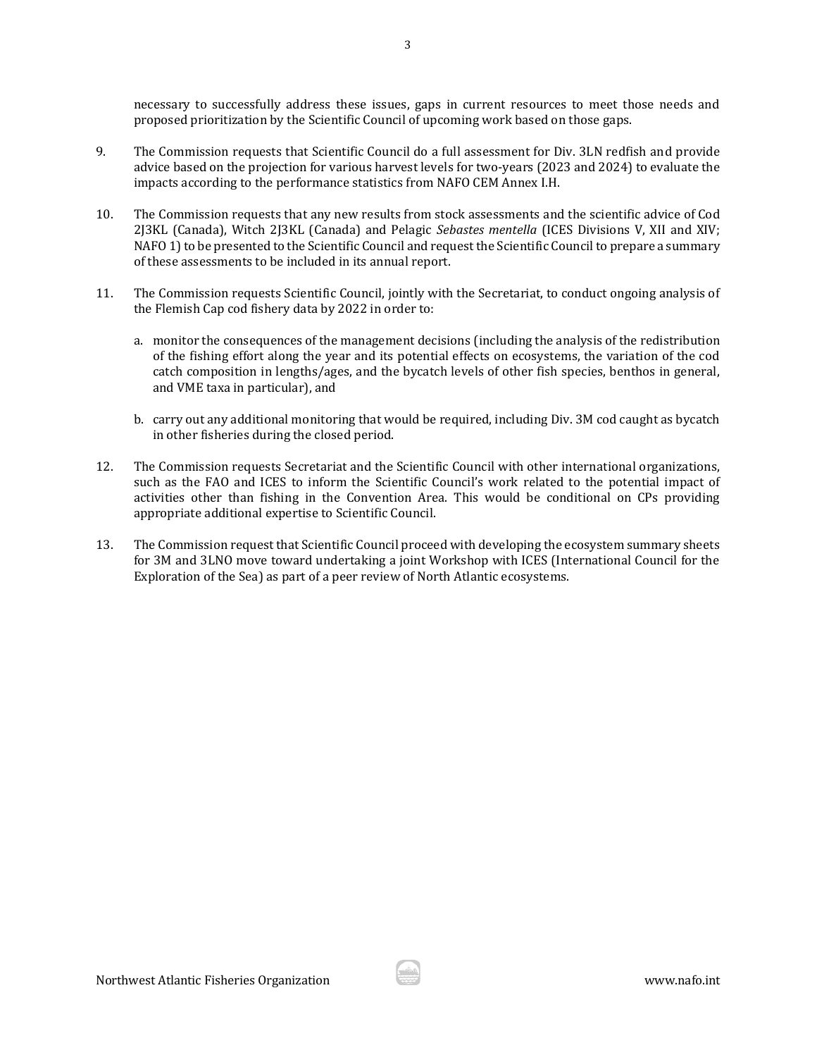necessary to successfully address these issues, gaps in current resources to meet those needs and proposed prioritization by the Scientific Council of upcoming work based on those gaps.

9. The Commission requests that Scientific Council do a full assessment for Div. 3LN redfish and provide advice based on the projection for various harvest levels for two-years (2023 and 2024) to evaluate the impacts according to the performance statistics from NAFO CEM Annex I.H.

10. The Commission requests that any new results from stock assessments and the scientific advice of Cod 2J3KL (Canada), Witch 2J3KL (Canada) and Pelagic *Sebastes mentella* (ICES Divisions V, XII and XIV; NAFO 1) to be presented to the Scientific Council and request the Scientific Council to prepare a summary of these assessments to be included in its annual report.

11. The Commission requests Scientific Council, jointly with the Secretariat, to conduct ongoing analysis of the Flemish Cap cod fishery data by 2022 in order to:

    a. monitor the consequences of the management decisions (including the analysis of the redistribution of the fishing effort along the year and its potential effects on ecosystems, the variation of the cod catch composition in lengths/ages, and the bycatch levels of other fish species, benthos in general, and VME taxa in particular), and

    b. carry out any additional monitoring that would be required, including Div. 3M cod caught as bycatch in other fisheries during the closed period.

12. The Commission requests Secretariat and the Scientific Council with other international organizations, such as the FAO and ICES to inform the Scientific Council's work related to the potential impact of activities other than fishing in the Convention Area. This would be conditional on CPs providing appropriate additional expertise to Scientific Council.

13. The Commission request that Scientific Council proceed with developing the ecosystem summary sheets for 3M and 3LNO move toward undertaking a joint Workshop with ICES (International Council for the Exploration of the Sea) as part of a peer review of North Atlantic ecosystems.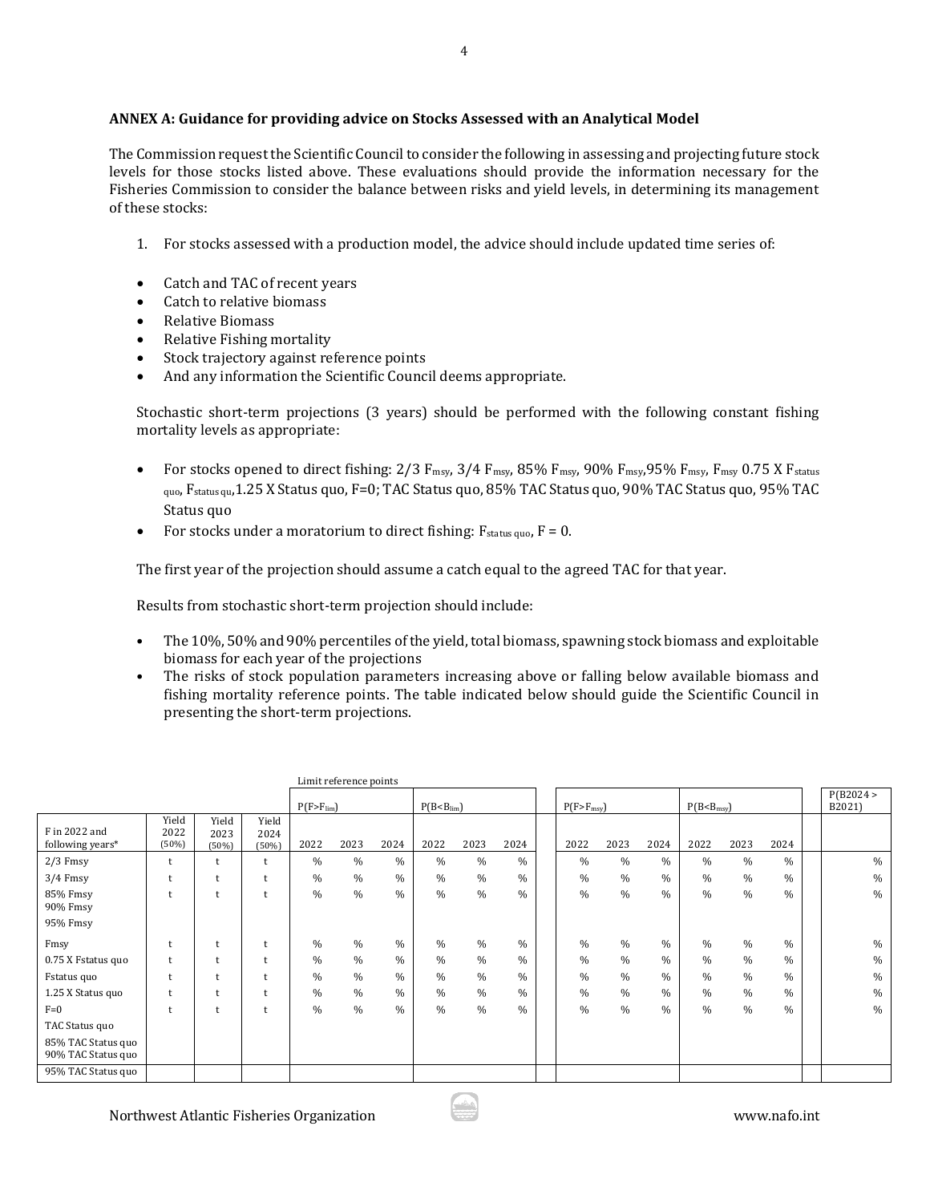**ANNEX A: Guidance for providing advice on Stocks Assessed with an Analytical Model**

The Commission request the Scientific Council to consider the following in assessing and projecting future stock levels for those stocks listed above. These evaluations should provide the information necessary for the Fisheries Commission to consider the balance between risks and yield levels, in determining its management of these stocks:

1. For stocks assessed with a production model, the advice should include updated time series of:

- Catch and TAC of recent years
- Catch to relative biomass
- Relative Biomass
- Relative Fishing mortality
- Stock trajectory against reference points
- And any information the Scientific Council deems appropriate.

Stochastic short-term projections (3 years) should be performed with the following constant fishing mortality levels as appropriate:

- For stocks opened to direct fishing: 2/3 $F_{msy}$, 3/4 $F_{msy}$, 85% $F_{msy}$, 90% $F_{msy}$, 95% $F_{msy}$, $F_{msy}$ 0.75 X $F_{status\ quo}$, $F_{status\ qu}$, 1.25 X Status quo, F=0; TAC Status quo, 85% TAC Status quo, 90% TAC Status quo, 95% TAC Status quo
- For stocks under a moratorium to direct fishing: $F_{status\ quo}$, F = 0.

The first year of the projection should assume a catch equal to the agreed TAC for that year.

Results from stochastic short-term projection should include:

- The 10%, 50% and 90% percentiles of the yield, total biomass, spawning stock biomass and exploitable biomass for each year of the projections
- The risks of stock population parameters increasing above or falling below available biomass and fishing mortality reference points. The table indicated below should guide the Scientific Council in presenting the short-term projections.

| | | | | Limit reference points | | | | | | | | | | | | | |
|---|---|---|---|---|---|---|---|---|---|---|---|---|---|---|---|---|---|
| | | | | $P(F>F_{lim})$ | | | $P(B<B_{lim})$ | | | | $P(F>F_{msy})$ | | | $P(B<B_{msy})$ | | | P(B2024 > B2021) |
| F in 2022 and following years* | Yield 2022 (50%) | Yield 2023 (50%) | Yield 2024 (50%) | 2022 | 2023 | 2024 | 2022 | 2023 | 2024 | | 2022 | 2023 | 2024 | 2022 | 2023 | 2024 | |
| 2/3 Fmsy | t | t | t | % | % | % | % | % | % | | % | % | % | % | % | % | % |
| 3/4 Fmsy | t | t | t | % | % | % | % | % | % | | % | % | % | % | % | % | % |
| 85% Fmsy | t | t | t | % | % | % | % | % | % | | % | % | % | % | % | % | % |
| 90% Fmsy | | | | | | | | | | | | | | | | | |
| 95% Fmsy | | | | | | | | | | | | | | | | | |
| Fmsy | t | t | t | % | % | % | % | % | % | | % | % | % | % | % | % | % |
| 0.75 X Fstatus quo | t | t | t | % | % | % | % | % | % | | % | % | % | % | % | % | % |
| Fstatus quo | t | t | t | % | % | % | % | % | % | | % | % | % | % | % | % | % |
| 1.25 X Status quo | t | t | t | % | % | % | % | % | % | | % | % | % | % | % | % | % |
| F=0 | t | t | t | % | % | % | % | % | % | | % | % | % | % | % | % | % |
| TAC Status quo | | | | | | | | | | | | | | | | | |
| 85% TAC Status quo | | | | | | | | | | | | | | | | | |
| 90% TAC Status quo | | | | | | | | | | | | | | | | | |
| 95% TAC Status quo | | | | | | | | | | | | | | | | | |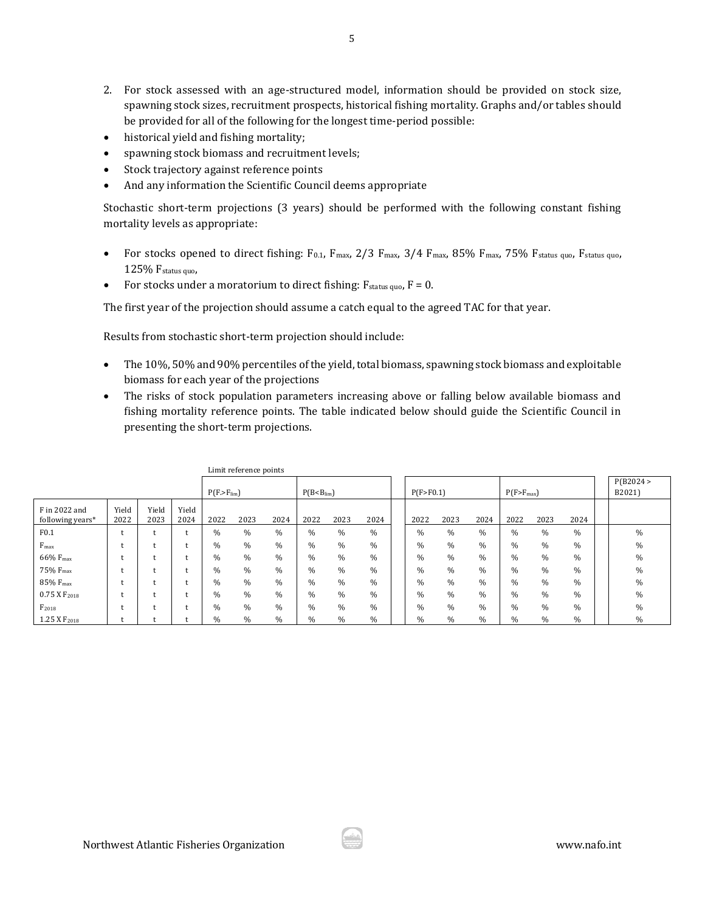2. For stock assessed with an age-structured model, information should be provided on stock size, spawning stock sizes, recruitment prospects, historical fishing mortality. Graphs and/or tables should be provided for all of the following for the longest time-period possible:

- historical yield and fishing mortality;
- spawning stock biomass and recruitment levels;
- Stock trajectory against reference points
- And any information the Scientific Council deems appropriate

Stochastic short-term projections (3 years) should be performed with the following constant fishing mortality levels as appropriate:

- For stocks opened to direct fishing: $F_{0.1}$, $F_{max}$, 2/3 $F_{max}$, 3/4 $F_{max}$, 85% $F_{max}$, 75% $F_{status\ quo}$, $F_{status\ quo}$, 125% $F_{status\ quo}$,
- For stocks under a moratorium to direct fishing: $F_{status\ quo}$, F = 0.

The first year of the projection should assume a catch equal to the agreed TAC for that year.

Results from stochastic short-term projection should include:

- The 10%, 50% and 90% percentiles of the yield, total biomass, spawning stock biomass and exploitable biomass for each year of the projections
- The risks of stock population parameters increasing above or falling below available biomass and fishing mortality reference points. The table indicated below should guide the Scientific Council in presenting the short-term projections.

| | | | | Limit reference points | | | | | | | | | | | | P(B2024 > B2021) |
|---|---|---|---|---|---|---|---|---|---|---|---|---|---|---|---|---|
| | | | | P(F.>$F_{lim}$) | | | P(B<$B_{lim}$) | | | P(F>F0.1) | | | P(F>$F_{max}$) | | | |
| F in 2022 and following years* | Yield 2022 | Yield 2023 | Yield 2024 | 2022 | 2023 | 2024 | 2022 | 2023 | 2024 | 2022 | 2023 | 2024 | 2022 | 2023 | 2024 | |
| F0.1 | t | t | t | % | % | % | % | % | % | % | % | % | % | % | % | % |
| $F_{max}$ | t | t | t | % | % | % | % | % | % | % | % | % | % | % | % | % |
| 66% $F_{max}$ | t | t | t | % | % | % | % | % | % | % | % | % | % | % | % | % |
| 75% $F_{max}$ | t | t | t | % | % | % | % | % | % | % | % | % | % | % | % | % |
| 85% $F_{max}$ | t | t | t | % | % | % | % | % | % | % | % | % | % | % | % | % |
| 0.75 X $F_{2018}$ | t | t | t | % | % | % | % | % | % | % | % | % | % | % | % | % |
| $F_{2018}$ | t | t | t | % | % | % | % | % | % | % | % | % | % | % | % | % |
| 1.25 X $F_{2018}$ | t | t | t | % | % | % | % | % | % | % | % | % | % | % | % | % |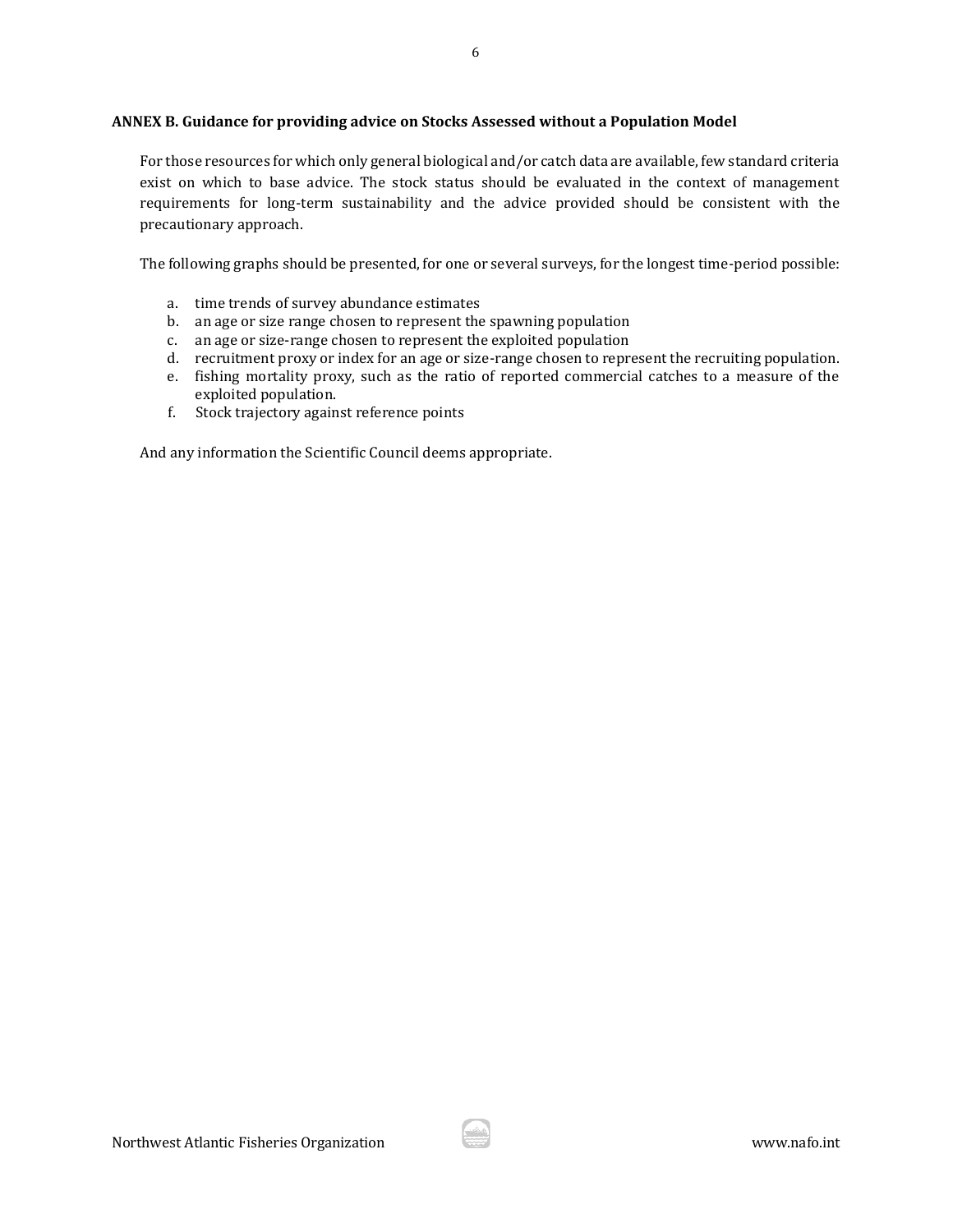**ANNEX B. Guidance for providing advice on Stocks Assessed without a Population Model**

For those resources for which only general biological and/or catch data are available, few standard criteria exist on which to base advice. The stock status should be evaluated in the context of management requirements for long-term sustainability and the advice provided should be consistent with the precautionary approach.

The following graphs should be presented, for one or several surveys, for the longest time-period possible:

a. time trends of survey abundance estimates
b. an age or size range chosen to represent the spawning population
c. an age or size-range chosen to represent the exploited population
d. recruitment proxy or index for an age or size-range chosen to represent the recruiting population.
e. fishing mortality proxy, such as the ratio of reported commercial catches to a measure of the exploited population.
f. Stock trajectory against reference points

And any information the Scientific Council deems appropriate.